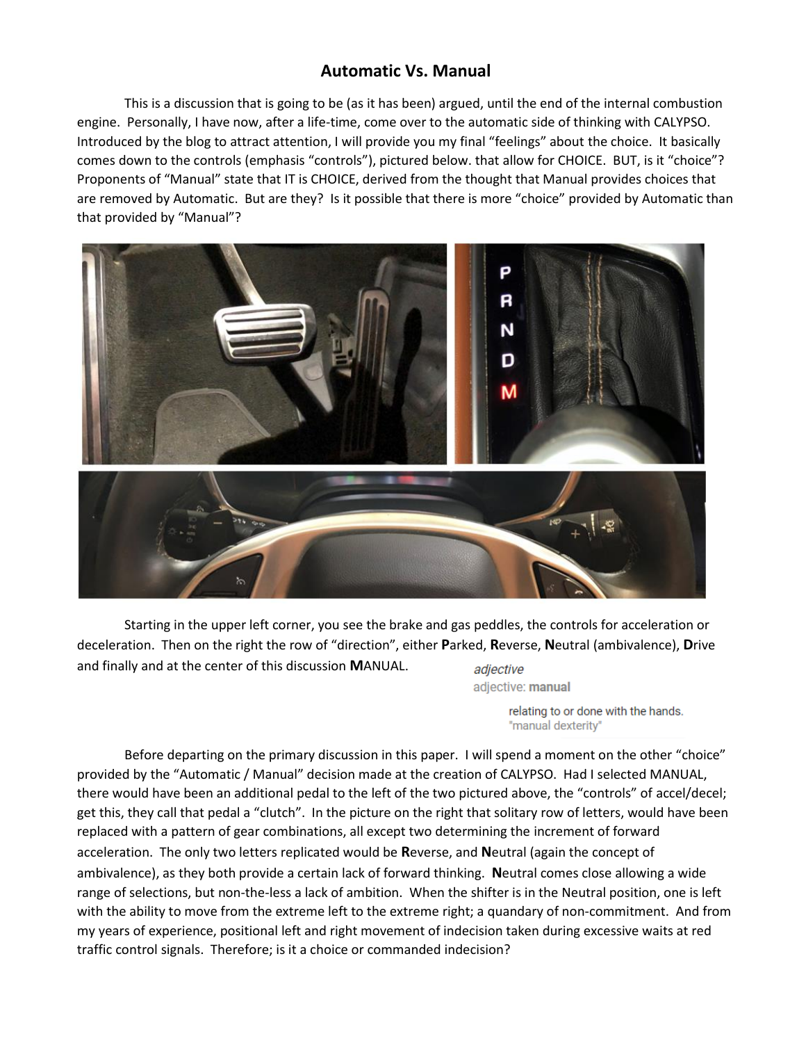# Automatic Vs. Manual

This is a discussion that is going to be (as it has been) argued, until the end of the internal combustion engine. Personally, I have now, after a life-time, come over to the automatic side of thinking with CALYPSO. Introduced by the blog to attract attention, I will provide you my final "feelings" about the choice. It basically comes down to the controls (emphasis "controls"), pictured below. that allow for CHOICE. BUT, is it "choice"? Proponents of "Manual" state that IT is CHOICE, derived from the thought that Manual provides choices that are removed by Automatic. But are they? Is it possible that there is more "choice" provided by Automatic than that provided by "Manual"?

Starting in the upper left corner, you see the brake and gas peddles, the controls for acceleration or deceleration. Then on the right the row of "direction", either **P**arked, **R**everse, **N**eutral (ambivalence), **D**rive and finally and at the center of this discussion **M**ANUAL.

> *adjective*
> adjective: **manual**
>
> relating to or done with the hands.
> "manual dexterity"

Before departing on the primary discussion in this paper. I will spend a moment on the other "choice" provided by the "Automatic / Manual" decision made at the creation of CALYPSO. Had I selected MANUAL, there would have been an additional pedal to the left of the two pictured above, the "controls" of accel/decel; get this, they call that pedal a "clutch". In the picture on the right that solitary row of letters, would have been replaced with a pattern of gear combinations, all except two determining the increment of forward acceleration. The only two letters replicated would be **R**everse, and **N**eutral (again the concept of ambivalence), as they both provide a certain lack of forward thinking. **N**eutral comes close allowing a wide range of selections, but non-the-less a lack of ambition. When the shifter is in the Neutral position, one is left with the ability to move from the extreme left to the extreme right; a quandary of non-commitment. And from my years of experience, positional left and right movement of indecision taken during excessive waits at red traffic control signals. Therefore; is it a choice or commanded indecision?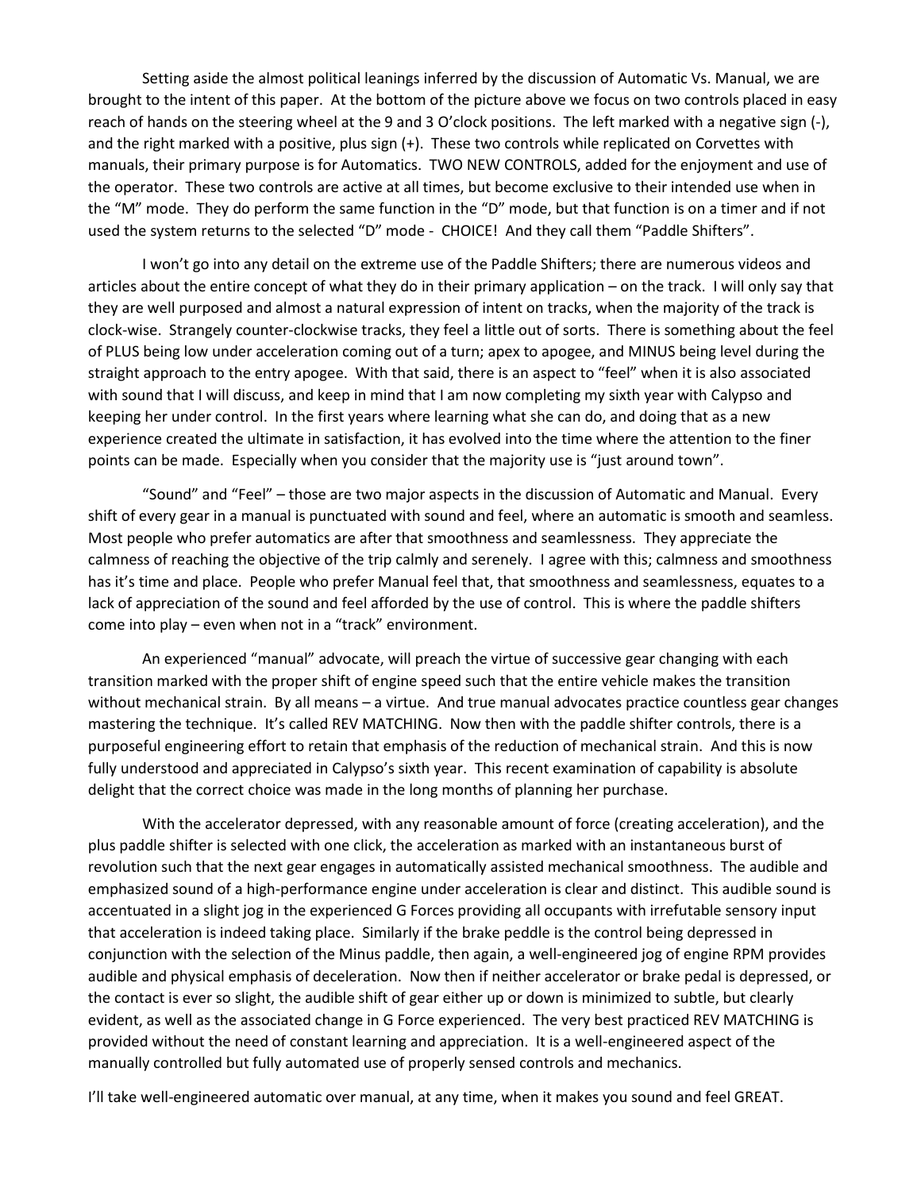Setting aside the almost political leanings inferred by the discussion of Automatic Vs. Manual, we are brought to the intent of this paper. At the bottom of the picture above we focus on two controls placed in easy reach of hands on the steering wheel at the 9 and 3 O'clock positions. The left marked with a negative sign (-), and the right marked with a positive, plus sign (+). These two controls while replicated on Corvettes with manuals, their primary purpose is for Automatics. TWO NEW CONTROLS, added for the enjoyment and use of the operator. These two controls are active at all times, but become exclusive to their intended use when in the "M" mode. They do perform the same function in the "D" mode, but that function is on a timer and if not used the system returns to the selected "D" mode - CHOICE! And they call them "Paddle Shifters".

I won't go into any detail on the extreme use of the Paddle Shifters; there are numerous videos and articles about the entire concept of what they do in their primary application – on the track. I will only say that they are well purposed and almost a natural expression of intent on tracks, when the majority of the track is clock-wise. Strangely counter-clockwise tracks, they feel a little out of sorts. There is something about the feel of PLUS being low under acceleration coming out of a turn; apex to apogee, and MINUS being level during the straight approach to the entry apogee. With that said, there is an aspect to "feel" when it is also associated with sound that I will discuss, and keep in mind that I am now completing my sixth year with Calypso and keeping her under control. In the first years where learning what she can do, and doing that as a new experience created the ultimate in satisfaction, it has evolved into the time where the attention to the finer points can be made. Especially when you consider that the majority use is "just around town".

"Sound" and "Feel" – those are two major aspects in the discussion of Automatic and Manual. Every shift of every gear in a manual is punctuated with sound and feel, where an automatic is smooth and seamless. Most people who prefer automatics are after that smoothness and seamlessness. They appreciate the calmness of reaching the objective of the trip calmly and serenely. I agree with this; calmness and smoothness has it's time and place. People who prefer Manual feel that, that smoothness and seamlessness, equates to a lack of appreciation of the sound and feel afforded by the use of control. This is where the paddle shifters come into play – even when not in a "track" environment.

An experienced "manual" advocate, will preach the virtue of successive gear changing with each transition marked with the proper shift of engine speed such that the entire vehicle makes the transition without mechanical strain. By all means – a virtue. And true manual advocates practice countless gear changes mastering the technique. It's called REV MATCHING. Now then with the paddle shifter controls, there is a purposeful engineering effort to retain that emphasis of the reduction of mechanical strain. And this is now fully understood and appreciated in Calypso's sixth year. This recent examination of capability is absolute delight that the correct choice was made in the long months of planning her purchase.

With the accelerator depressed, with any reasonable amount of force (creating acceleration), and the plus paddle shifter is selected with one click, the acceleration as marked with an instantaneous burst of revolution such that the next gear engages in automatically assisted mechanical smoothness. The audible and emphasized sound of a high-performance engine under acceleration is clear and distinct. This audible sound is accentuated in a slight jog in the experienced G Forces providing all occupants with irrefutable sensory input that acceleration is indeed taking place. Similarly if the brake peddle is the control being depressed in conjunction with the selection of the Minus paddle, then again, a well-engineered jog of engine RPM provides audible and physical emphasis of deceleration. Now then if neither accelerator or brake pedal is depressed, or the contact is ever so slight, the audible shift of gear either up or down is minimized to subtle, but clearly evident, as well as the associated change in G Force experienced. The very best practiced REV MATCHING is provided without the need of constant learning and appreciation. It is a well-engineered aspect of the manually controlled but fully automated use of properly sensed controls and mechanics.

I'll take well-engineered automatic over manual, at any time, when it makes you sound and feel GREAT.